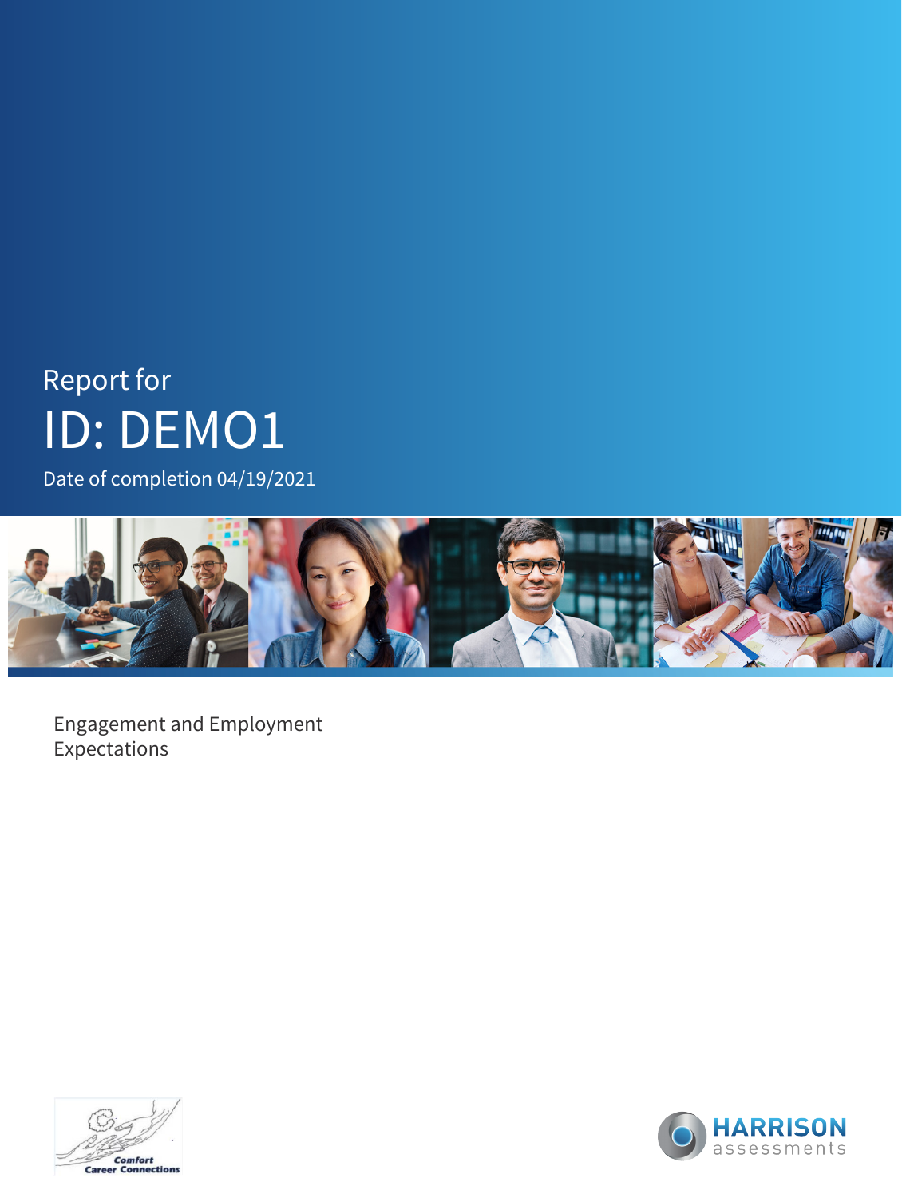Report for

# ID: DEMO1

Date of completion 04/19/2021

Engagement and Employment Expectations

Comfort Career Connections

HARRISON assessments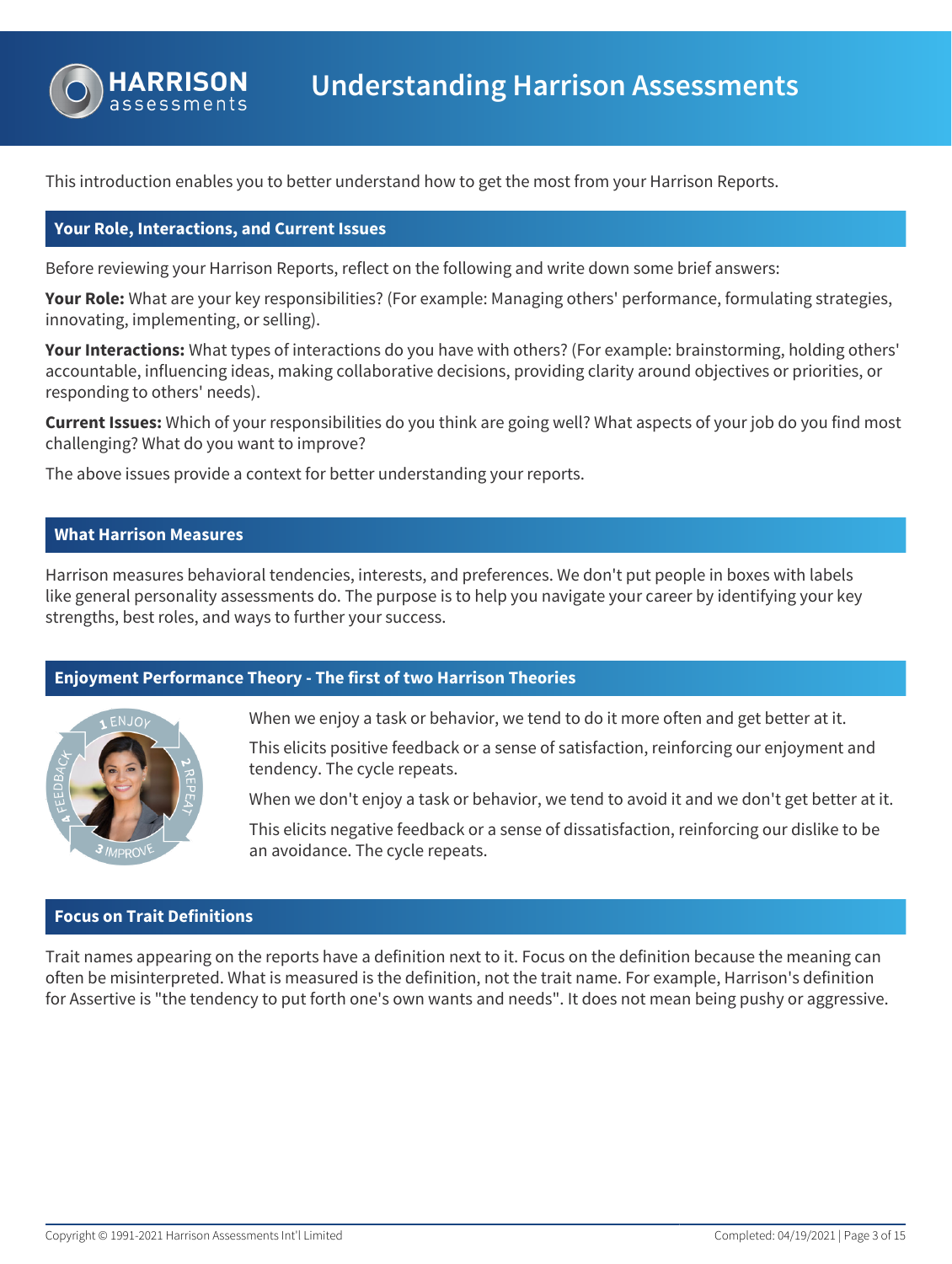# Understanding Harrison Assessments

This introduction enables you to better understand how to get the most from your Harrison Reports.

## Your Role, Interactions, and Current Issues

Before reviewing your Harrison Reports, reflect on the following and write down some brief answers:

**Your Role:** What are your key responsibilities? (For example: Managing others' performance, formulating strategies, innovating, implementing, or selling).

**Your Interactions:** What types of interactions do you have with others? (For example: brainstorming, holding others' accountable, influencing ideas, making collaborative decisions, providing clarity around objectives or priorities, or responding to others' needs).

**Current Issues:** Which of your responsibilities do you think are going well? What aspects of your job do you find most challenging? What do you want to improve?

The above issues provide a context for better understanding your reports.

## What Harrison Measures

Harrison measures behavioral tendencies, interests, and preferences. We don't put people in boxes with labels like general personality assessments do. The purpose is to help you navigate your career by identifying your key strengths, best roles, and ways to further your success.

## Enjoyment Performance Theory - The first of two Harrison Theories

1 ENJOY → 2 REPEAT → 3 IMPROVE → 4 FEEDBACK

When we enjoy a task or behavior, we tend to do it more often and get better at it.

This elicits positive feedback or a sense of satisfaction, reinforcing our enjoyment and tendency. The cycle repeats.

When we don't enjoy a task or behavior, we tend to avoid it and we don't get better at it.

This elicits negative feedback or a sense of dissatisfaction, reinforcing our dislike to be an avoidance. The cycle repeats.

## Focus on Trait Definitions

Trait names appearing on the reports have a definition next to it. Focus on the definition because the meaning can often be misinterpreted. What is measured is the definition, not the trait name. For example, Harrison's definition for Assertive is "the tendency to put forth one's own wants and needs". It does not mean being pushy or aggressive.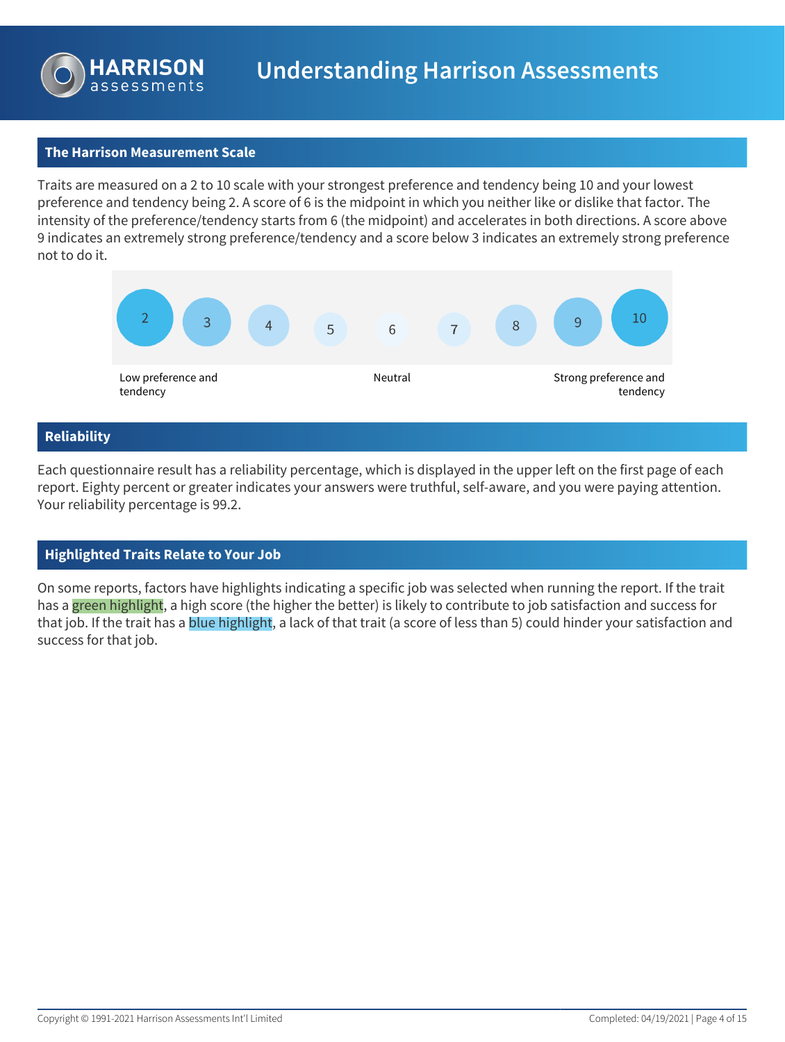# Understanding Harrison Assessments

## The Harrison Measurement Scale

Traits are measured on a 2 to 10 scale with your strongest preference and tendency being 10 and your lowest preference and tendency being 2. A score of 6 is the midpoint in which you neither like or dislike that factor. The intensity of the preference/tendency starts from 6 (the midpoint) and accelerates in both directions. A score above 9 indicates an extremely strong preference/tendency and a score below 3 indicates an extremely strong preference not to do it.

| 2 | 3 | 4 | 5 | 6 | 7 | 8 | 9 | 10 |
|---|---|---|---|---|---|---|---|---|
| Low preference and tendency | | | | Neutral | | | | Strong preference and tendency |

## Reliability

Each questionnaire result has a reliability percentage, which is displayed in the upper left on the first page of each report. Eighty percent or greater indicates your answers were truthful, self-aware, and you were paying attention. Your reliability percentage is 99.2.

## Highlighted Traits Relate to Your Job

On some reports, factors have highlights indicating a specific job was selected when running the report. If the trait has a green highlight, a high score (the higher the better) is likely to contribute to job satisfaction and success for that job. If the trait has a blue highlight, a lack of that trait (a score of less than 5) could hinder your satisfaction and success for that job.

Copyright © 1991-2021 Harrison Assessments Int'l Limited

Completed: 04/19/2021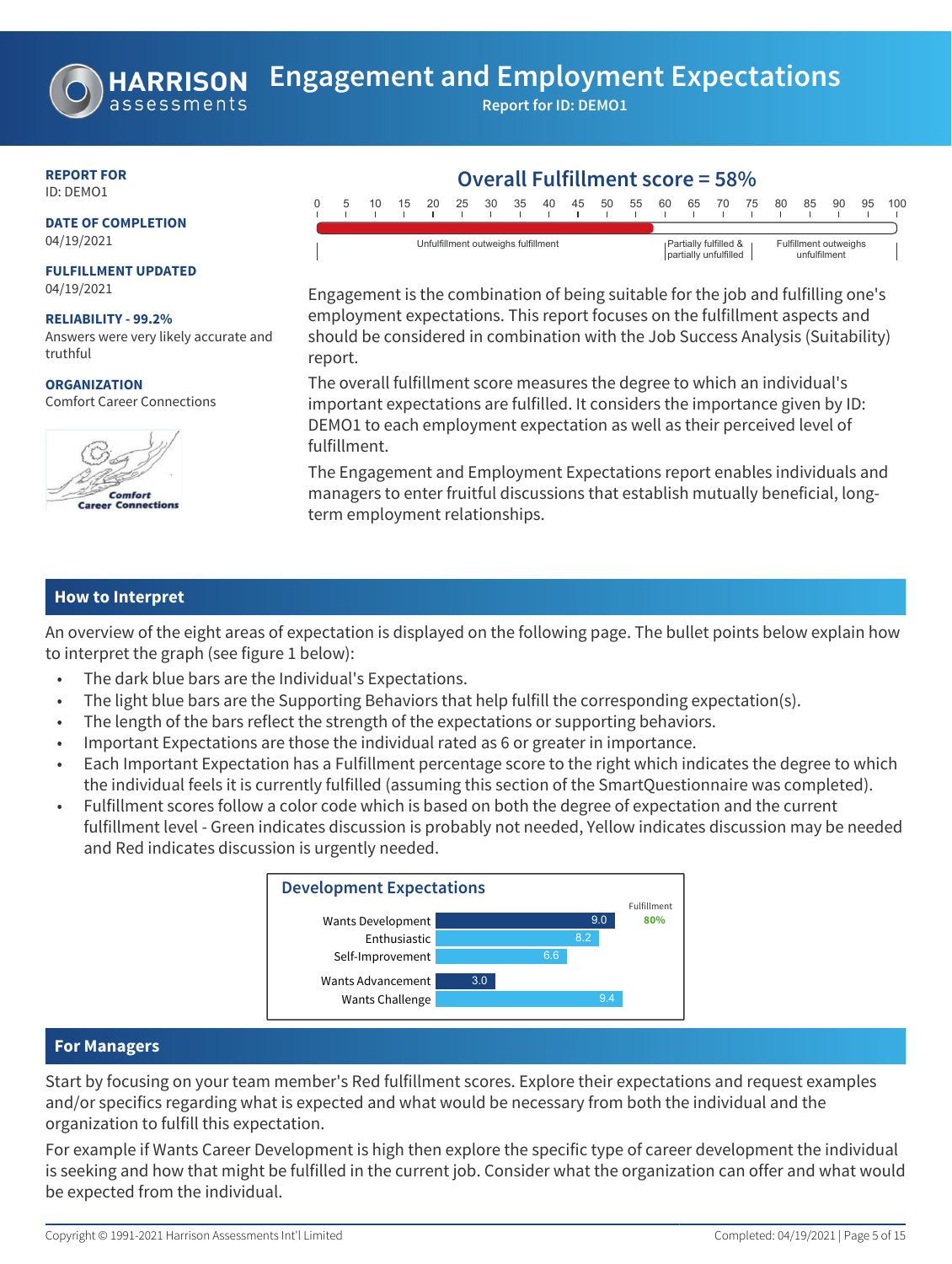# Engagement and Employment Expectations

Report for ID: DEMO1

**REPORT FOR**
ID: DEMO1

**DATE OF COMPLETION**
04/19/2021

**FULFILLMENT UPDATED**
04/19/2021

**RELIABILITY - 99.2%**
Answers were very likely accurate and truthful

**ORGANIZATION**
Comfort Career Connections

## Overall Fulfillment score = 58%

0 5 10 15 20 25 30 35 40 45 50 55 60 65 70 75 80 85 90 95 100

Unfulfillment outweighs fulfillment | Partially fulfilled & partially unfulfilled | Fulfillment outweighs unfulfilment

Engagement is the combination of being suitable for the job and fulfilling one's employment expectations. This report focuses on the fulfillment aspects and should be considered in combination with the Job Success Analysis (Suitability) report.

The overall fulfillment score measures the degree to which an individual's important expectations are fulfilled. It considers the importance given by ID: DEMO1 to each employment expectation as well as their perceived level of fulfillment.

The Engagement and Employment Expectations report enables individuals and managers to enter fruitful discussions that establish mutually beneficial, long-term employment relationships.

## How to Interpret

An overview of the eight areas of expectation is displayed on the following page. The bullet points below explain how to interpret the graph (see figure 1 below):

- The dark blue bars are the Individual's Expectations.
- The light blue bars are the Supporting Behaviors that help fulfill the corresponding expectation(s).
- The length of the bars reflect the strength of the expectations or supporting behaviors.
- Important Expectations are those the individual rated as 6 or greater in importance.
- Each Important Expectation has a Fulfillment percentage score to the right which indicates the degree to which the individual feels it is currently fulfilled (assuming this section of the SmartQuestionnaire was completed).
- Fulfillment scores follow a color code which is based on both the degree of expectation and the current fulfillment level - Green indicates discussion is probably not needed, Yellow indicates discussion may be needed and Red indicates discussion is urgently needed.

**Development Expectations**

| | Score | Fulfillment |
|---|---|---|
| Wants Development | 9.0 | 80% |
| Enthusiastic | 8.2 | |
| Self-Improvement | 6.6 | |
| Wants Advancement | 3.0 | |
| Wants Challenge | 9.4 | |

## For Managers

Start by focusing on your team member's Red fulfillment scores. Explore their expectations and request examples and/or specifics regarding what is expected and what would be necessary from both the individual and the organization to fulfill this expectation.

For example if Wants Career Development is high then explore the specific type of career development the individual is seeking and how that might be fulfilled in the current job. Consider what the organization can offer and what would be expected from the individual.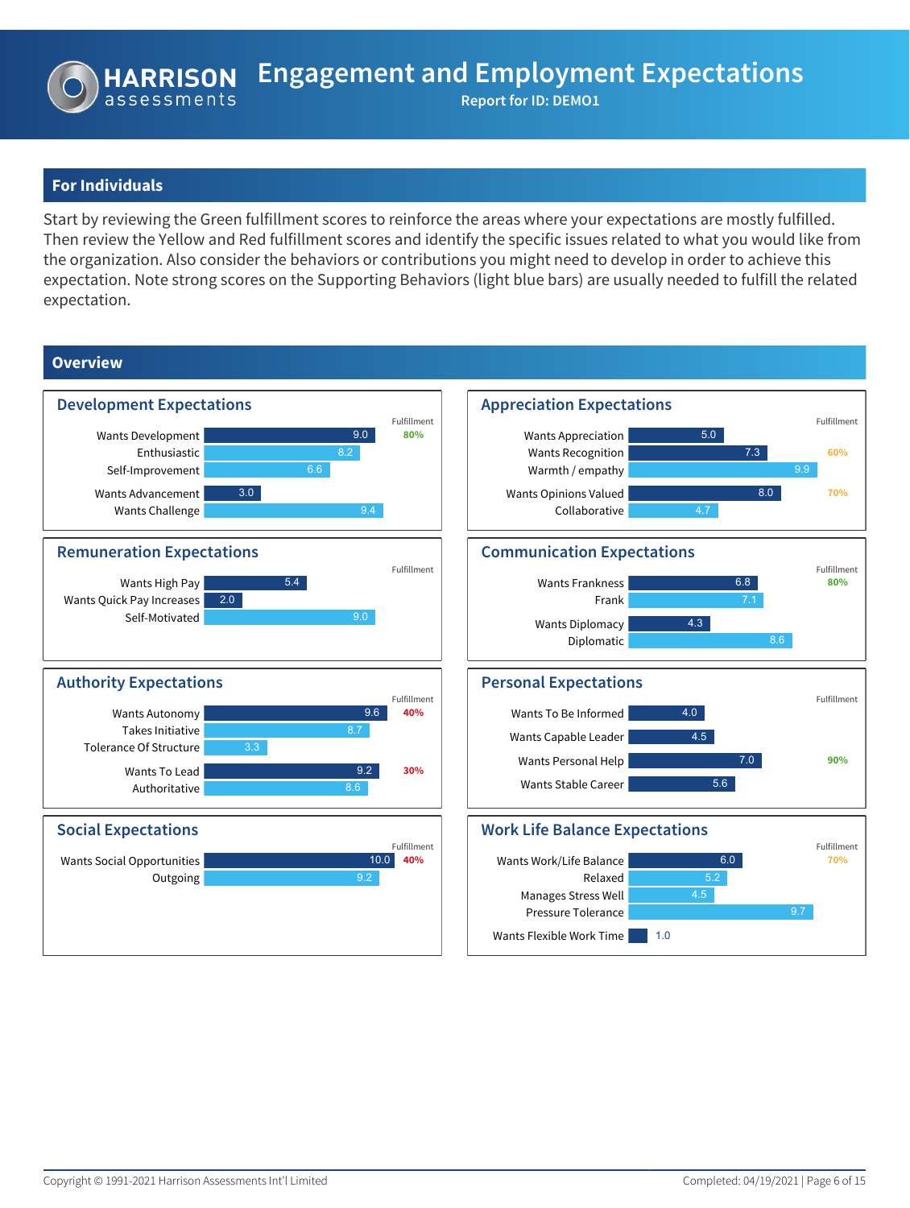# Engagement and Employment Expectations

**Report for ID: DEMO1**

## For Individuals

Start by reviewing the Green fulfillment scores to reinforce the areas where your expectations are mostly fulfilled. Then review the Yellow and Red fulfillment scores and identify the specific issues related to what you would like from the organization. Also consider the behaviors or contributions you might need to develop in order to achieve this expectation. Note strong scores on the Supporting Behaviors (light blue bars) are usually needed to fulfill the related expectation.

## Overview

### Development Expectations

| Item | Score | Fulfillment |
|---|---|---|
| Wants Development | 9.0 | 80% |
| Enthusiastic | 8.2 | |
| Self-Improvement | 6.6 | |
| Wants Advancement | 3.0 | |
| Wants Challenge | 9.4 | |

### Appreciation Expectations

| Item | Score | Fulfillment |
|---|---|---|
| Wants Appreciation | 5.0 | |
| Wants Recognition | 7.3 | 60% |
| Warmth / empathy | 9.9 | |
| Wants Opinions Valued | 8.0 | 70% |
| Collaborative | 4.7 | |

### Remuneration Expectations

| Item | Score | Fulfillment |
|---|---|---|
| Wants High Pay | 5.4 | |
| Wants Quick Pay Increases | 2.0 | |
| Self-Motivated | 9.0 | |

### Communication Expectations

| Item | Score | Fulfillment |
|---|---|---|
| Wants Frankness | 6.8 | 80% |
| Frank | 7.1 | |
| Wants Diplomacy | 4.3 | |
| Diplomatic | 8.6 | |

### Authority Expectations

| Item | Score | Fulfillment |
|---|---|---|
| Wants Autonomy | 9.6 | 40% |
| Takes Initiative | 8.7 | |
| Tolerance Of Structure | 3.3 | |
| Wants To Lead | 9.2 | 30% |
| Authoritative | 8.6 | |

### Personal Expectations

| Item | Score | Fulfillment |
|---|---|---|
| Wants To Be Informed | 4.0 | |
| Wants Capable Leader | 4.5 | |
| Wants Personal Help | 7.0 | 90% |
| Wants Stable Career | 5.6 | |

### Social Expectations

| Item | Score | Fulfillment |
|---|---|---|
| Wants Social Opportunities | 10.0 | 40% |
| Outgoing | 9.2 | |

### Work Life Balance Expectations

| Item | Score | Fulfillment |
|---|---|---|
| Wants Work/Life Balance | 6.0 | 70% |
| Relaxed | 5.2 | |
| Manages Stress Well | 4.5 | |
| Pressure Tolerance | 9.7 | |
| Wants Flexible Work Time | 1.0 | |

Copyright © 1991-2021 Harrison Assessments Int'l Limited

Completed: 04/19/2021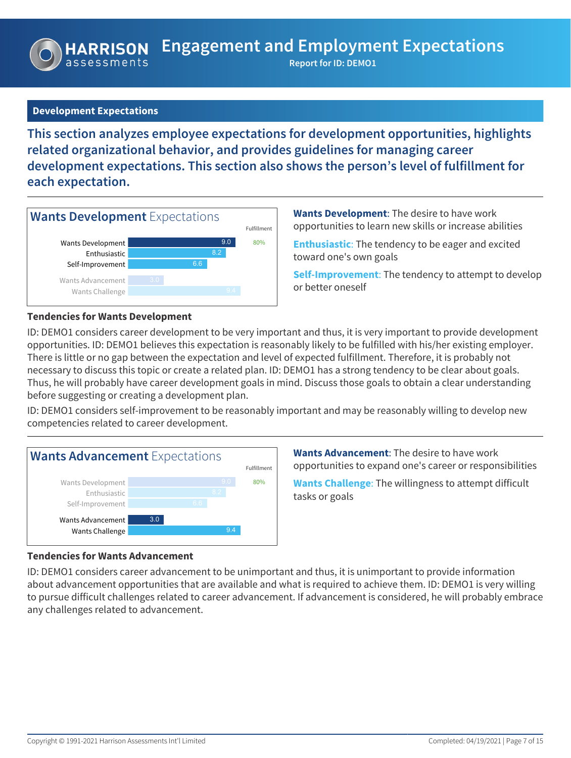## Development Expectations

**This section analyzes employee expectations for development opportunities, highlights related organizational behavior, and provides guidelines for managing career development expectations. This section also shows the person's level of fulfillment for each expectation.**

### Wants Development Expectations

| | Score | Fulfillment |
|---|---|---|
| Wants Development | 9.0 | 80% |
| Enthusiastic | 8.2 | |
| Self-Improvement | 6.6 | |
| Wants Advancement | 3.0 | |
| Wants Challenge | 9.4 | |

**Wants Development**: The desire to have work opportunities to learn new skills or increase abilities

**Enthusiastic**: The tendency to be eager and excited toward one's own goals

**Self-Improvement**: The tendency to attempt to develop or better oneself

**Tendencies for Wants Development**

ID: DEMO1 considers career development to be very important and thus, it is very important to provide development opportunities. ID: DEMO1 believes this expectation is reasonably likely to be fulfilled with his/her existing employer. There is little or no gap between the expectation and level of expected fulfillment. Therefore, it is probably not necessary to discuss this topic or create a related plan. ID: DEMO1 has a strong tendency to be clear about goals. Thus, he will probably have career development goals in mind. Discuss those goals to obtain a clear understanding before suggesting or creating a development plan.

ID: DEMO1 considers self-improvement to be reasonably important and may be reasonably willing to develop new competencies related to career development.

### Wants Advancement Expectations

| | Score | Fulfillment |
|---|---|---|
| Wants Development | 9.0 | 80% |
| Enthusiastic | 8.2 | |
| Self-Improvement | 6.6 | |
| Wants Advancement | 3.0 | |
| Wants Challenge | 9.4 | |

**Wants Advancement**: The desire to have work opportunities to expand one's career or responsibilities

**Wants Challenge**: The willingness to attempt difficult tasks or goals

**Tendencies for Wants Advancement**

ID: DEMO1 considers career advancement to be unimportant and thus, it is unimportant to provide information about advancement opportunities that are available and what is required to achieve them. ID: DEMO1 is very willing to pursue difficult challenges related to career advancement. If advancement is considered, he will probably embrace any challenges related to advancement.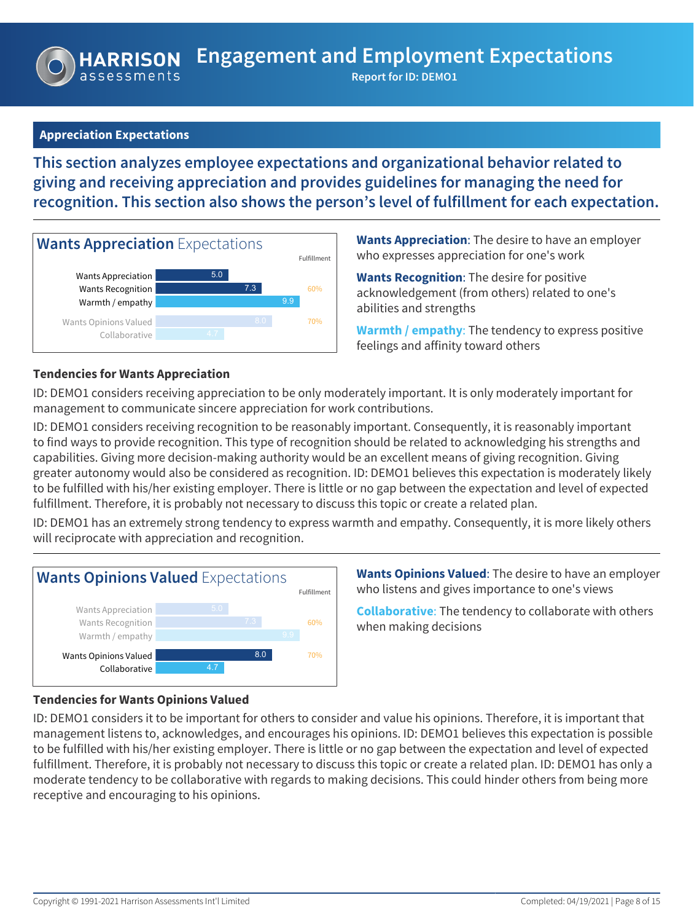## Appreciation Expectations

**This section analyzes employee expectations and organizational behavior related to giving and receiving appreciation and provides guidelines for managing the need for recognition. This section also shows the person's level of fulfillment for each expectation.**

### Wants Appreciation Expectations

| | Score | Fulfillment |
|---|---|---|
| Wants Appreciation | 5.0 | |
| Wants Recognition | 7.3 | 60% |
| Warmth / empathy | 9.9 | |
| Wants Opinions Valued | 8.0 | 70% |
| Collaborative | 4.7 | |

**Wants Appreciation**: The desire to have an employer who expresses appreciation for one's work

**Wants Recognition**: The desire for positive acknowledgement (from others) related to one's abilities and strengths

**Warmth / empathy**: The tendency to express positive feelings and affinity toward others

#### Tendencies for Wants Appreciation

ID: DEMO1 considers receiving appreciation to be only moderately important. It is only moderately important for management to communicate sincere appreciation for work contributions.

ID: DEMO1 considers receiving recognition to be reasonably important. Consequently, it is reasonably important to find ways to provide recognition. This type of recognition should be related to acknowledging his strengths and capabilities. Giving more decision-making authority would be an excellent means of giving recognition. Giving greater autonomy would also be considered as recognition. ID: DEMO1 believes this expectation is moderately likely to be fulfilled with his/her existing employer. There is little or no gap between the expectation and level of expected fulfillment. Therefore, it is probably not necessary to discuss this topic or create a related plan.

ID: DEMO1 has an extremely strong tendency to express warmth and empathy. Consequently, it is more likely others will reciprocate with appreciation and recognition.

### Wants Opinions Valued Expectations

| | Score | Fulfillment |
|---|---|---|
| Wants Appreciation | 5.0 | |
| Wants Recognition | 7.3 | 60% |
| Warmth / empathy | 9.9 | |
| Wants Opinions Valued | 8.0 | 70% |
| Collaborative | 4.7 | |

**Wants Opinions Valued**: The desire to have an employer who listens and gives importance to one's views

**Collaborative**: The tendency to collaborate with others when making decisions

#### Tendencies for Wants Opinions Valued

ID: DEMO1 considers it to be important for others to consider and value his opinions. Therefore, it is important that management listens to, acknowledges, and encourages his opinions. ID: DEMO1 believes this expectation is possible to be fulfilled with his/her existing employer. There is little or no gap between the expectation and level of expected fulfillment. Therefore, it is probably not necessary to discuss this topic or create a related plan. ID: DEMO1 has only a moderate tendency to be collaborative with regards to making decisions. This could hinder others from being more receptive and encouraging to his opinions.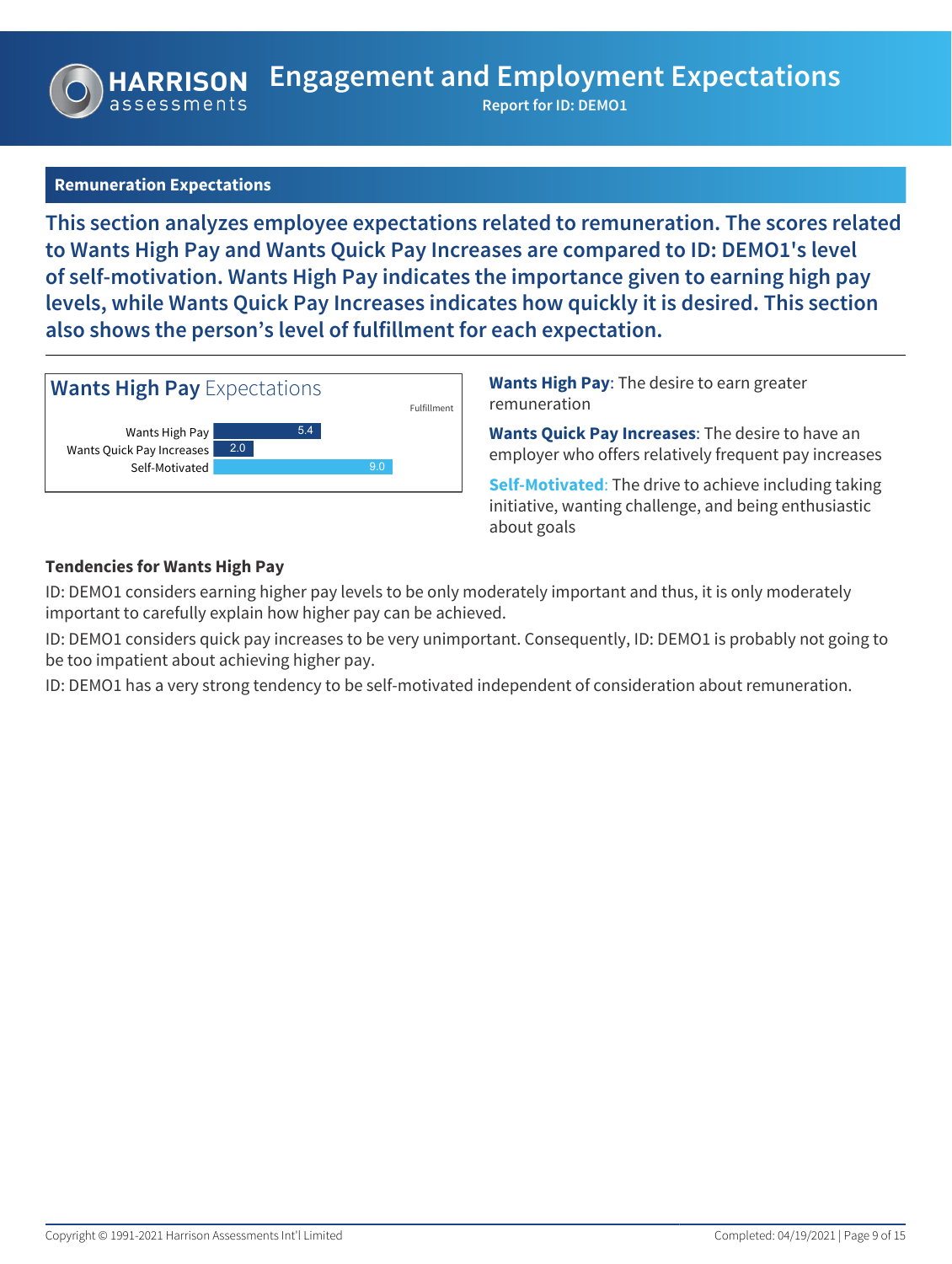## Remuneration Expectations

**This section analyzes employee expectations related to remuneration. The scores related to Wants High Pay and Wants Quick Pay Increases are compared to ID: DEMO1's level of self-motivation. Wants High Pay indicates the importance given to earning high pay levels, while Wants Quick Pay Increases indicates how quickly it is desired. This section also shows the person's level of fulfillment for each expectation.**

### Wants High Pay Expectations

| | Score | Fulfillment |
|---|---|---|
| Wants High Pay | 5.4 | |
| Wants Quick Pay Increases | 2.0 | |
| Self-Motivated | 9.0 | |

**Wants High Pay**: The desire to earn greater remuneration

**Wants Quick Pay Increases**: The desire to have an employer who offers relatively frequent pay increases

**Self-Motivated**: The drive to achieve including taking initiative, wanting challenge, and being enthusiastic about goals

**Tendencies for Wants High Pay**

ID: DEMO1 considers earning higher pay levels to be only moderately important and thus, it is only moderately important to carefully explain how higher pay can be achieved.

ID: DEMO1 considers quick pay increases to be very unimportant. Consequently, ID: DEMO1 is probably not going to be too impatient about achieving higher pay.

ID: DEMO1 has a very strong tendency to be self-motivated independent of consideration about remuneration.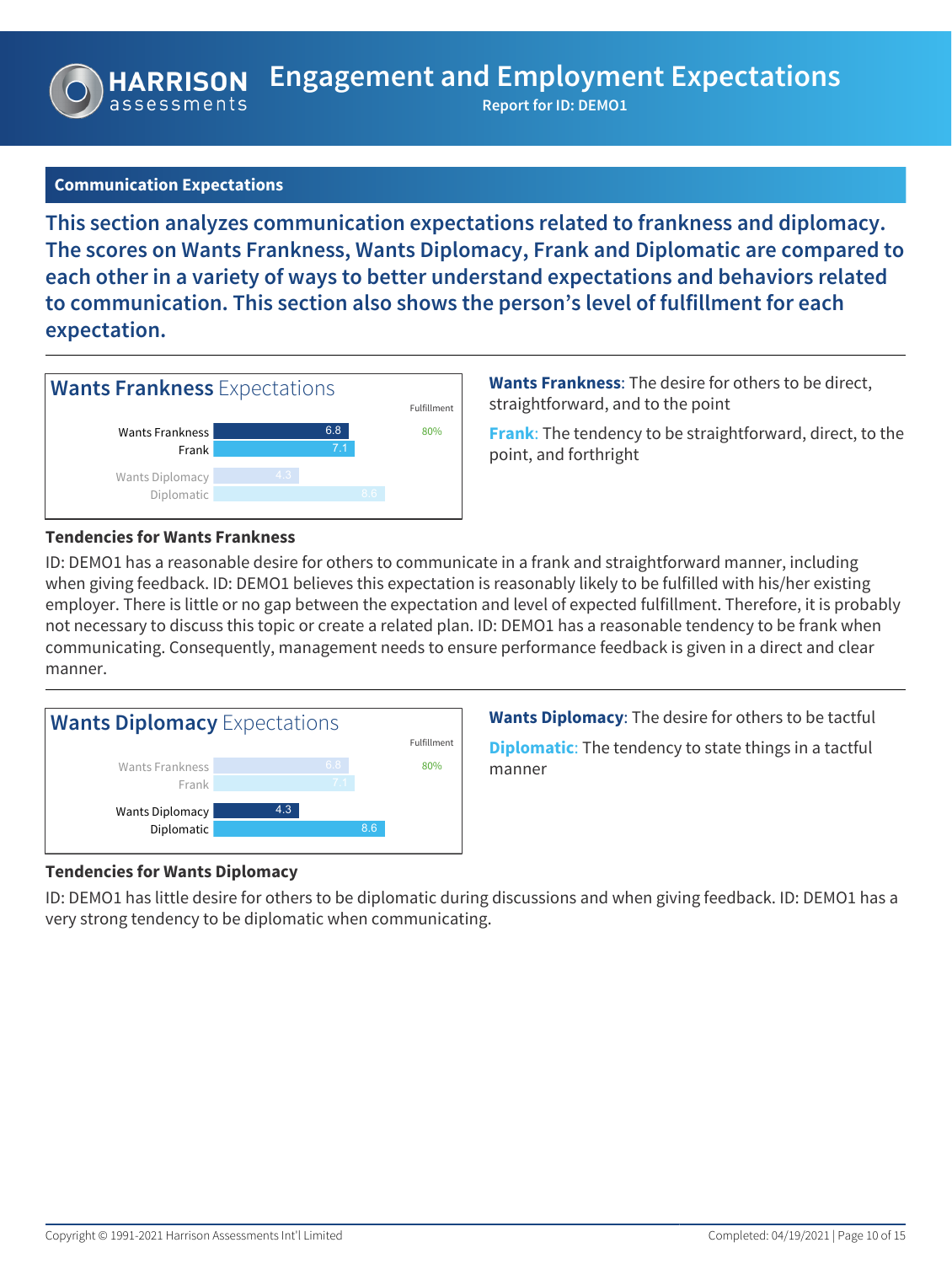## Communication Expectations

**This section analyzes communication expectations related to frankness and diplomacy. The scores on Wants Frankness, Wants Diplomacy, Frank and Diplomatic are compared to each other in a variety of ways to better understand expectations and behaviors related to communication. This section also shows the person's level of fulfillment for each expectation.**

### Wants Frankness Expectations

| | Score | Fulfillment |
|---|---|---|
| Wants Frankness | 6.8 | 80% |
| Frank | 7.1 | |
| Wants Diplomacy | 4.3 | |
| Diplomatic | 8.6 | |

**Wants Frankness**: The desire for others to be direct, straightforward, and to the point

**Frank**: The tendency to be straightforward, direct, to the point, and forthright

**Tendencies for Wants Frankness**

ID: DEMO1 has a reasonable desire for others to communicate in a frank and straightforward manner, including when giving feedback. ID: DEMO1 believes this expectation is reasonably likely to be fulfilled with his/her existing employer. There is little or no gap between the expectation and level of expected fulfillment. Therefore, it is probably not necessary to discuss this topic or create a related plan. ID: DEMO1 has a reasonable tendency to be frank when communicating. Consequently, management needs to ensure performance feedback is given in a direct and clear manner.

### Wants Diplomacy Expectations

| | Score | Fulfillment |
|---|---|---|
| Wants Frankness | 6.8 | 80% |
| Frank | 7.1 | |
| Wants Diplomacy | 4.3 | |
| Diplomatic | 8.6 | |

**Wants Diplomacy**: The desire for others to be tactful

**Diplomatic**: The tendency to state things in a tactful manner

**Tendencies for Wants Diplomacy**

ID: DEMO1 has little desire for others to be diplomatic during discussions and when giving feedback. ID: DEMO1 has a very strong tendency to be diplomatic when communicating.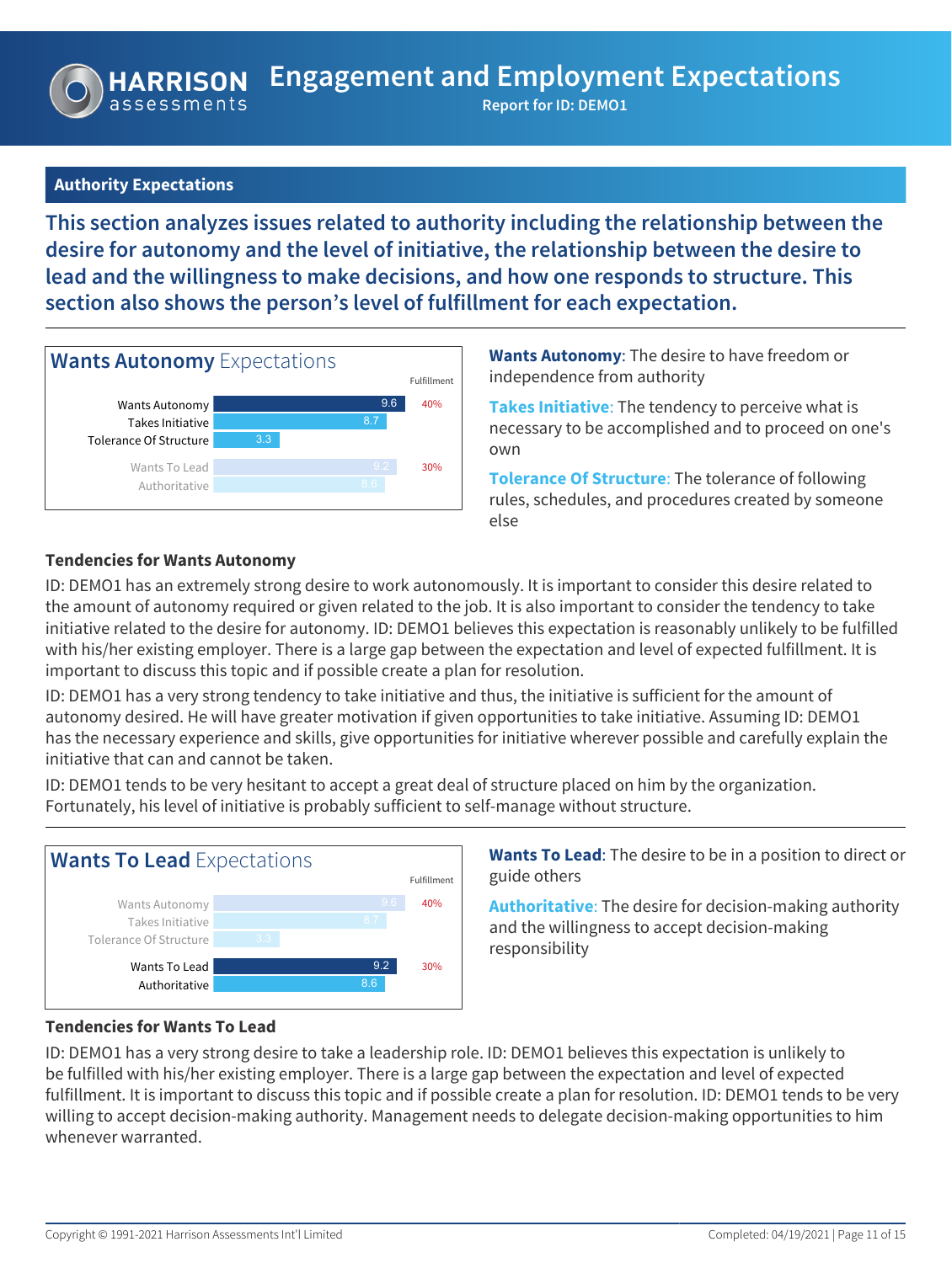# Engagement and Employment Expectations

Report for ID: DEMO1

## Authority Expectations

**This section analyzes issues related to authority including the relationship between the desire for autonomy and the level of initiative, the relationship between the desire to lead and the willingness to make decisions, and how one responds to structure. This section also shows the person's level of fulfillment for each expectation.**

### Wants Autonomy Expectations

| | Score | Fulfillment |
|---|---|---|
| Wants Autonomy | 9.6 | 40% |
| Takes Initiative | 8.7 | |
| Tolerance Of Structure | 3.3 | |
| Wants To Lead | 9.2 | 30% |
| Authoritative | 8.6 | |

**Wants Autonomy**: The desire to have freedom or independence from authority

**Takes Initiative**: The tendency to perceive what is necessary to be accomplished and to proceed on one's own

**Tolerance Of Structure**: The tolerance of following rules, schedules, and procedures created by someone else

**Tendencies for Wants Autonomy**

ID: DEMO1 has an extremely strong desire to work autonomously. It is important to consider this desire related to the amount of autonomy required or given related to the job. It is also important to consider the tendency to take initiative related to the desire for autonomy. ID: DEMO1 believes this expectation is reasonably unlikely to be fulfilled with his/her existing employer. There is a large gap between the expectation and level of expected fulfillment. It is important to discuss this topic and if possible create a plan for resolution.

ID: DEMO1 has a very strong tendency to take initiative and thus, the initiative is sufficient for the amount of autonomy desired. He will have greater motivation if given opportunities to take initiative. Assuming ID: DEMO1 has the necessary experience and skills, give opportunities for initiative wherever possible and carefully explain the initiative that can and cannot be taken.

ID: DEMO1 tends to be very hesitant to accept a great deal of structure placed on him by the organization. Fortunately, his level of initiative is probably sufficient to self-manage without structure.

### Wants To Lead Expectations

| | Score | Fulfillment |
|---|---|---|
| Wants Autonomy | 9.6 | 40% |
| Takes Initiative | 8.7 | |
| Tolerance Of Structure | 3.3 | |
| Wants To Lead | 9.2 | 30% |
| Authoritative | 8.6 | |

**Wants To Lead**: The desire to be in a position to direct or guide others

**Authoritative**: The desire for decision-making authority and the willingness to accept decision-making responsibility

**Tendencies for Wants To Lead**

ID: DEMO1 has a very strong desire to take a leadership role. ID: DEMO1 believes this expectation is unlikely to be fulfilled with his/her existing employer. There is a large gap between the expectation and level of expected fulfillment. It is important to discuss this topic and if possible create a plan for resolution. ID: DEMO1 tends to be very willing to accept decision-making authority. Management needs to delegate decision-making opportunities to him whenever warranted.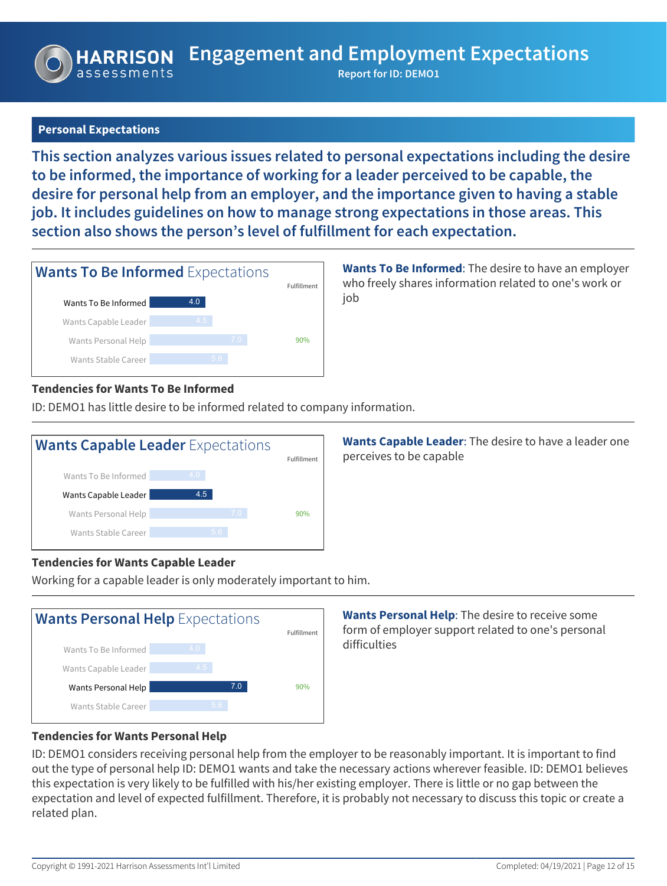## Personal Expectations

**This section analyzes various issues related to personal expectations including the desire to be informed, the importance of working for a leader perceived to be capable, the desire for personal help from an employer, and the importance given to having a stable job. It includes guidelines on how to manage strong expectations in those areas. This section also shows the person's level of fulfillment for each expectation.**

### Wants To Be Informed Expectations

| Expectation | Score | Fulfillment |
|---|---|---|
| **Wants To Be Informed** | **4.0** | |
| Wants Capable Leader | 4.5 | |
| Wants Personal Help | 7.0 | 90% |
| Wants Stable Career | 5.6 | |

**Wants To Be Informed**: The desire to have an employer who freely shares information related to one's work or job

**Tendencies for Wants To Be Informed**

ID: DEMO1 has little desire to be informed related to company information.

### Wants Capable Leader Expectations

| Expectation | Score | Fulfillment |
|---|---|---|
| Wants To Be Informed | 4.0 | |
| **Wants Capable Leader** | **4.5** | |
| Wants Personal Help | 7.0 | 90% |
| Wants Stable Career | 5.6 | |

**Wants Capable Leader**: The desire to have a leader one perceives to be capable

**Tendencies for Wants Capable Leader**

Working for a capable leader is only moderately important to him.

### Wants Personal Help Expectations

| Expectation | Score | Fulfillment |
|---|---|---|
| Wants To Be Informed | 4.0 | |
| Wants Capable Leader | 4.5 | |
| **Wants Personal Help** | **7.0** | 90% |
| Wants Stable Career | 5.6 | |

**Wants Personal Help**: The desire to receive some form of employer support related to one's personal difficulties

**Tendencies for Wants Personal Help**

ID: DEMO1 considers receiving personal help from the employer to be reasonably important. It is important to find out the type of personal help ID: DEMO1 wants and take the necessary actions wherever feasible. ID: DEMO1 believes this expectation is very likely to be fulfilled with his/her existing employer. There is little or no gap between the expectation and level of expected fulfillment. Therefore, it is probably not necessary to discuss this topic or create a related plan.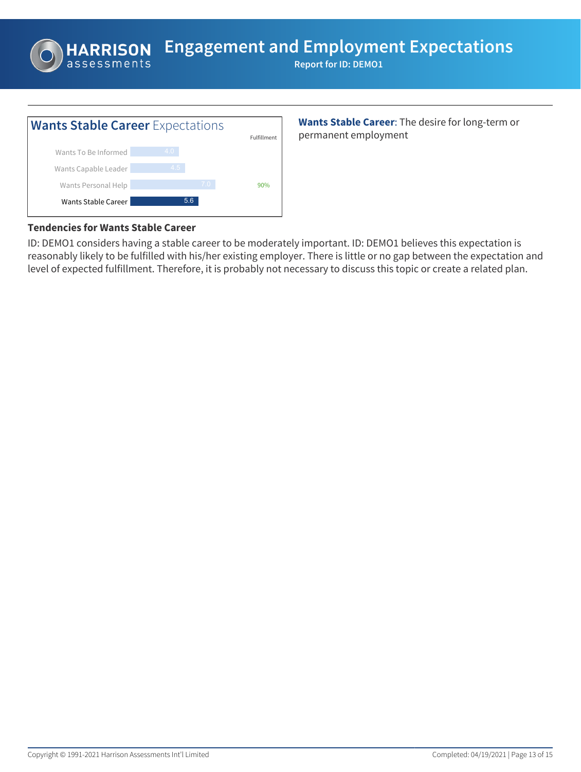# Engagement and Employment Expectations

**Report for ID: DEMO1**

## Wants Stable Career Expectations

| | Score | Fulfillment |
|---|---|---|
| Wants To Be Informed | 4.0 | |
| Wants Capable Leader | 4.5 | |
| Wants Personal Help | 7.0 | 90% |
| Wants Stable Career | 5.6 | |

**Wants Stable Career**: The desire for long-term or permanent employment

### Tendencies for Wants Stable Career

ID: DEMO1 considers having a stable career to be moderately important. ID: DEMO1 believes this expectation is reasonably likely to be fulfilled with his/her existing employer. There is little or no gap between the expectation and level of expected fulfillment. Therefore, it is probably not necessary to discuss this topic or create a related plan.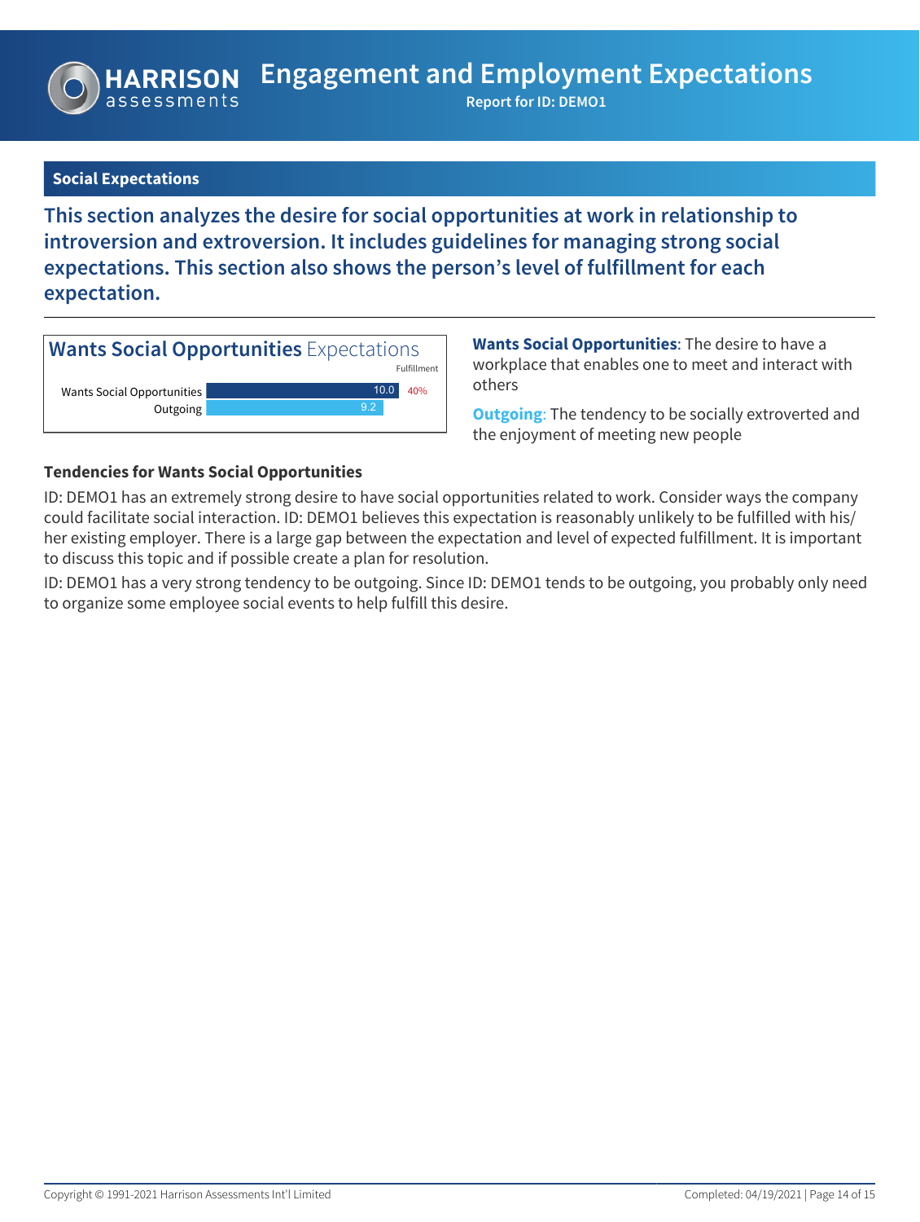## Social Expectations

**This section analyzes the desire for social opportunities at work in relationship to introversion and extroversion. It includes guidelines for managing strong social expectations. This section also shows the person's level of fulfillment for each expectation.**

### Wants Social Opportunities Expectations

| | Score | Fulfillment |
|---|---|---|
| Wants Social Opportunities | 10.0 | 40% |
| Outgoing | 9.2 | |

**Wants Social Opportunities**: The desire to have a workplace that enables one to meet and interact with others

**Outgoing**: The tendency to be socially extroverted and the enjoyment of meeting new people

**Tendencies for Wants Social Opportunities**

ID: DEMO1 has an extremely strong desire to have social opportunities related to work. Consider ways the company could facilitate social interaction. ID: DEMO1 believes this expectation is reasonably unlikely to be fulfilled with his/her existing employer. There is a large gap between the expectation and level of expected fulfillment. It is important to discuss this topic and if possible create a plan for resolution.

ID: DEMO1 has a very strong tendency to be outgoing. Since ID: DEMO1 tends to be outgoing, you probably only need to organize some employee social events to help fulfill this desire.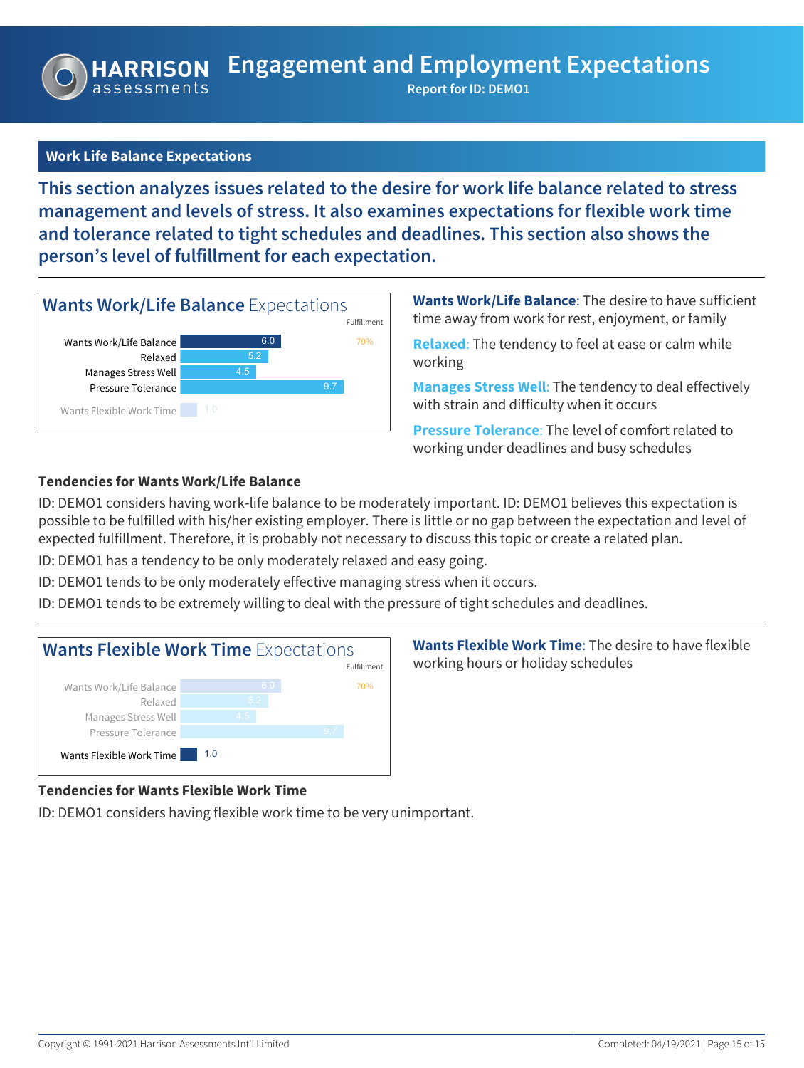## Work Life Balance Expectations

**This section analyzes issues related to the desire for work life balance related to stress management and levels of stress. It also examines expectations for flexible work time and tolerance related to tight schedules and deadlines. This section also shows the person's level of fulfillment for each expectation.**

**Wants Work/Life Balance** Expectations

Fulfillment

Wants Work/Life Balance 6.0 70%
Relaxed 5.2
Manages Stress Well 4.5
Pressure Tolerance 9.7
Wants Flexible Work Time 1.0

**Wants Work/Life Balance**: The desire to have sufficient time away from work for rest, enjoyment, or family

**Relaxed**: The tendency to feel at ease or calm while working

**Manages Stress Well**: The tendency to deal effectively with strain and difficulty when it occurs

**Pressure Tolerance**: The level of comfort related to working under deadlines and busy schedules

### Tendencies for Wants Work/Life Balance

ID: DEMO1 considers having work-life balance to be moderately important. ID: DEMO1 believes this expectation is possible to be fulfilled with his/her existing employer. There is little or no gap between the expectation and level of expected fulfillment. Therefore, it is probably not necessary to discuss this topic or create a related plan.

ID: DEMO1 has a tendency to be only moderately relaxed and easy going.

ID: DEMO1 tends to be only moderately effective managing stress when it occurs.

ID: DEMO1 tends to be extremely willing to deal with the pressure of tight schedules and deadlines.

**Wants Flexible Work Time** Expectations

Fulfillment

Wants Work/Life Balance 6.0 70%
Relaxed 5.2
Manages Stress Well 4.5
Pressure Tolerance 9.7
Wants Flexible Work Time 1.0

**Wants Flexible Work Time**: The desire to have flexible working hours or holiday schedules

### Tendencies for Wants Flexible Work Time

ID: DEMO1 considers having flexible work time to be very unimportant.